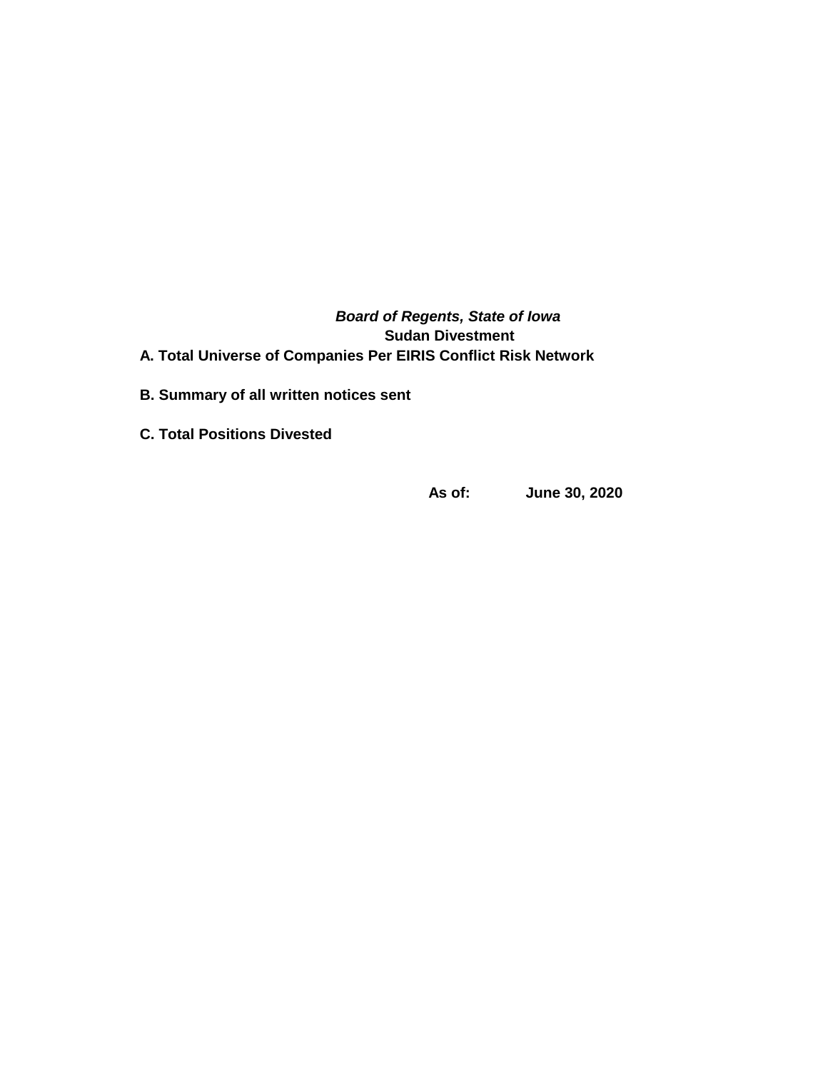***Board of Regents, State of Iowa***

**Sudan Divestment**

**A. Total Universe of Companies Per EIRIS Conflict Risk Network**

**B. Summary of all written notices sent**

**C. Total Positions Divested**

**As of: June 30, 2020**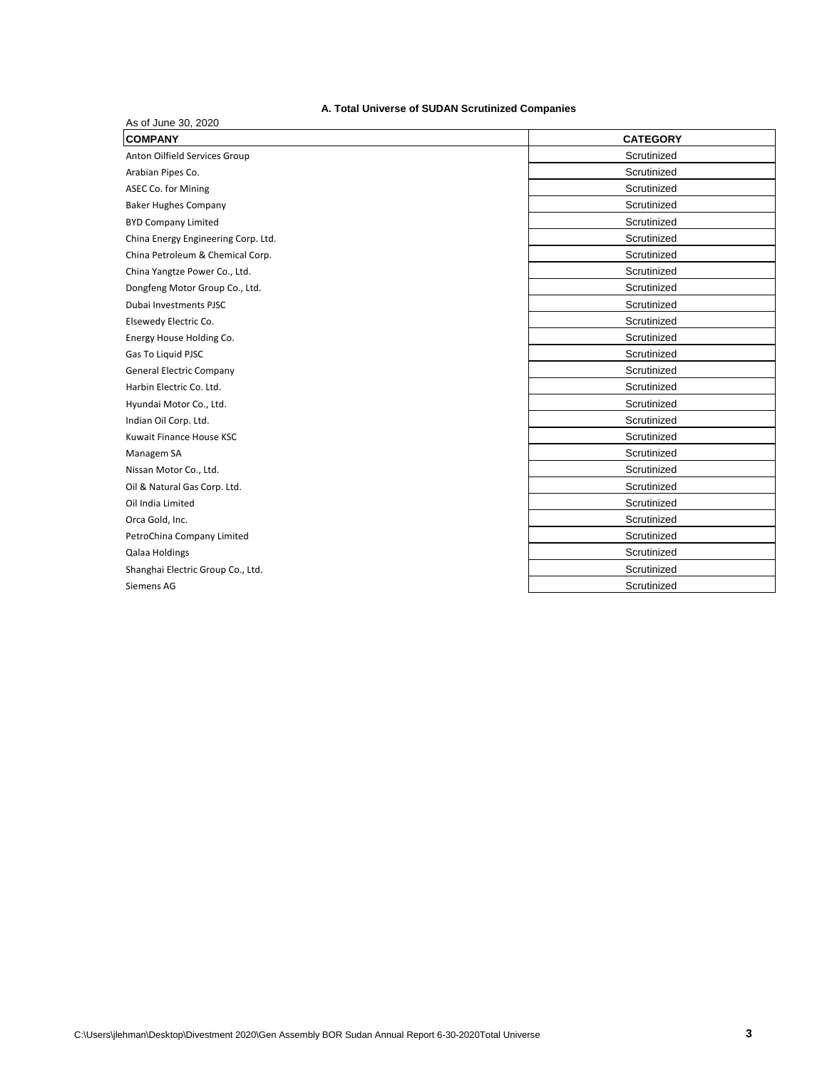### A. Total Universe of SUDAN Scrutinized Companies

As of June 30, 2020

| COMPANY | CATEGORY |
|---|---|
| Anton Oilfield Services Group | Scrutinized |
| Arabian Pipes Co. | Scrutinized |
| ASEC Co. for Mining | Scrutinized |
| Baker Hughes Company | Scrutinized |
| BYD Company Limited | Scrutinized |
| China Energy Engineering Corp. Ltd. | Scrutinized |
| China Petroleum & Chemical Corp. | Scrutinized |
| China Yangtze Power Co., Ltd. | Scrutinized |
| Dongfeng Motor Group Co., Ltd. | Scrutinized |
| Dubai Investments PJSC | Scrutinized |
| Elsewedy Electric Co. | Scrutinized |
| Energy House Holding Co. | Scrutinized |
| Gas To Liquid PJSC | Scrutinized |
| General Electric Company | Scrutinized |
| Harbin Electric Co. Ltd. | Scrutinized |
| Hyundai Motor Co., Ltd. | Scrutinized |
| Indian Oil Corp. Ltd. | Scrutinized |
| Kuwait Finance House KSC | Scrutinized |
| Managem SA | Scrutinized |
| Nissan Motor Co., Ltd. | Scrutinized |
| Oil & Natural Gas Corp. Ltd. | Scrutinized |
| Oil India Limited | Scrutinized |
| Orca Gold, Inc. | Scrutinized |
| PetroChina Company Limited | Scrutinized |
| Qalaa Holdings | Scrutinized |
| Shanghai Electric Group Co., Ltd. | Scrutinized |
| Siemens AG | Scrutinized |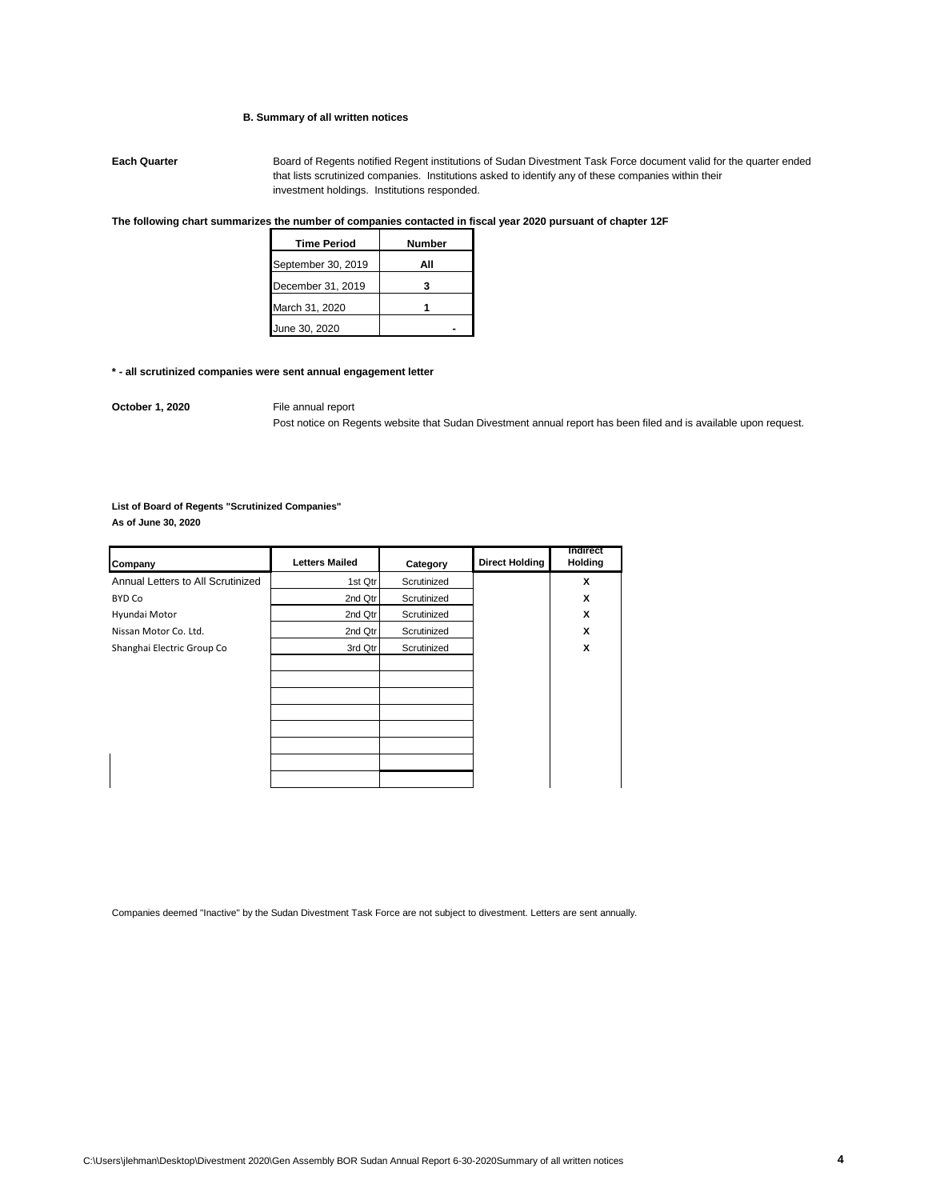### B. Summary of all written notices

**Each Quarter** Board of Regents notified Regent institutions of Sudan Divestment Task Force document valid for the quarter ended that lists scrutinized companies. Institutions asked to identify any of these companies within their investment holdings. Institutions responded.

**The following chart summarizes the number of companies contacted in fiscal year 2020 pursuant of chapter 12F**

| Time Period | Number |
|---|---|
| September 30, 2019 | **All** |
| December 31, 2019 | **3** |
| March 31, 2020 | **1** |
| June 30, 2020 | **-** |

**\* - all scrutinized companies were sent annual engagement letter**

**October 1, 2020** File annual report

Post notice on Regents website that Sudan Divestment annual report has been filed and is available upon request.

**List of Board of Regents "Scrutinized Companies"**
**As of June 30, 2020**

| Company | Letters Mailed | Category | Direct Holding | Indirect Holding |
|---|---|---|---|---|
| Annual Letters to All Scrutinized | 1st Qtr | Scrutinized | | X |
| BYD Co | 2nd Qtr | Scrutinized | | X |
| Hyundai Motor | 2nd Qtr | Scrutinized | | X |
| Nissan Motor Co. Ltd. | 2nd Qtr | Scrutinized | | X |
| Shanghai Electric Group Co | 3rd Qtr | Scrutinized | | X |

Companies deemed "Inactive" by the Sudan Divestment Task Force are not subject to divestment. Letters are sent annually.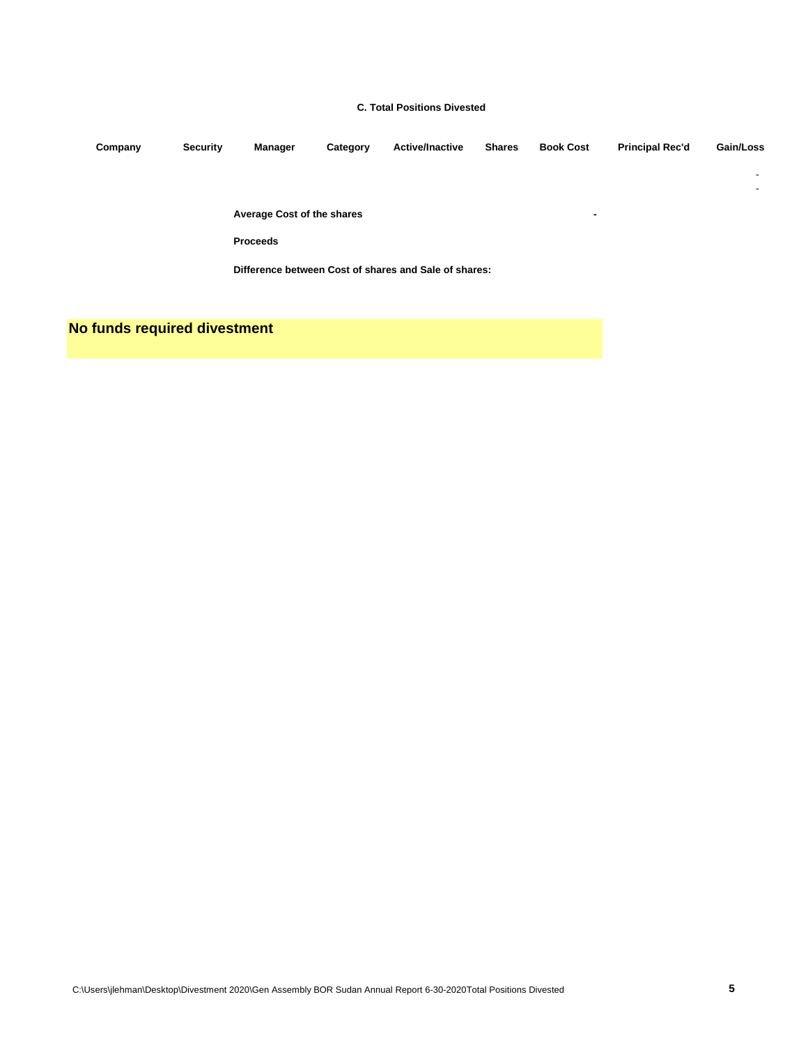**C. Total Positions Divested**

| Company | Security | Manager | Category | Active/Inactive | Shares | Book Cost | Principal Rec'd | Gain/Loss |
|---|---|---|---|---|---|---|---|---|
| | | | | | | | | - |
| | | | | | | | | - |

**Average Cost of the shares** -

**Proceeds**

**Difference between Cost of shares and Sale of shares:**

**No funds required divestment**

C:\Users\jlehman\Desktop\Divestment 2020\Gen Assembly BOR Sudan Annual Report 6-30-2020Total Positions Divested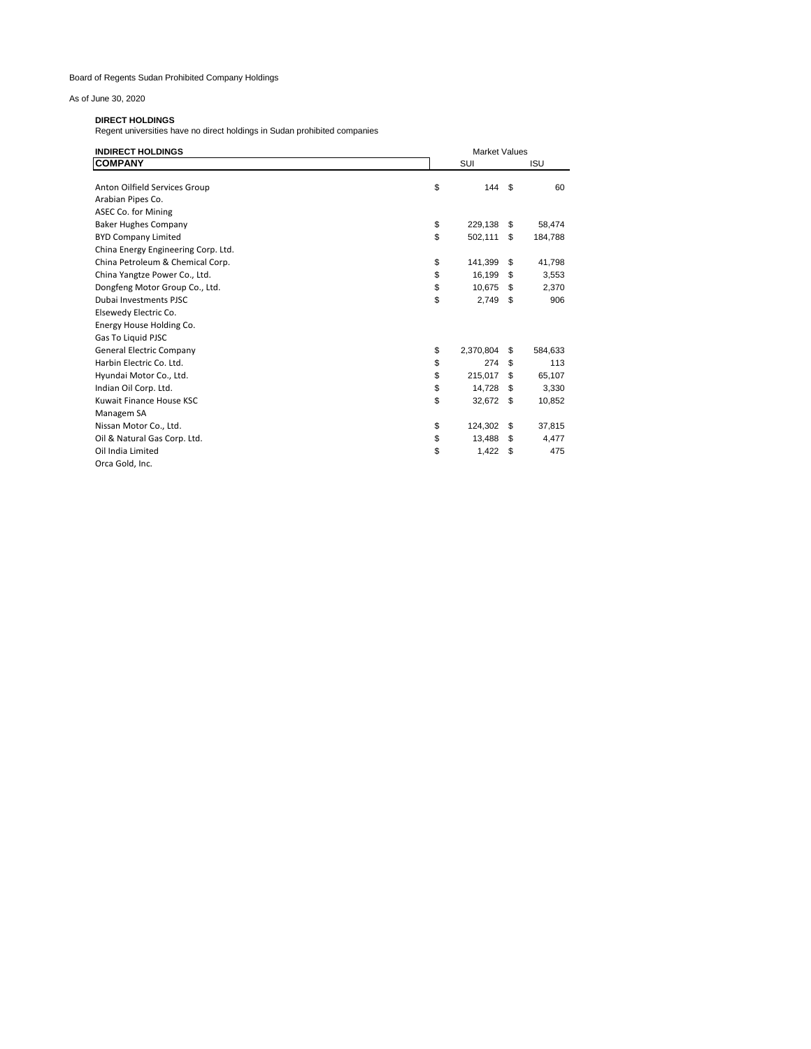Board of Regents Sudan Prohibited Company Holdings

As of June 30, 2020

**DIRECT HOLDINGS**

Regent universities have no direct holdings in Sudan prohibited companies

**INDIRECT HOLDINGS**

| COMPANY | Market Values SUI | ISU |
|---|---|---|
| Anton Oilfield Services Group | $ 144 | $ 60 |
| Arabian Pipes Co. | | |
| ASEC Co. for Mining | | |
| Baker Hughes Company | $ 229,138 | $ 58,474 |
| BYD Company Limited | $ 502,111 | $ 184,788 |
| China Energy Engineering Corp. Ltd. | | |
| China Petroleum & Chemical Corp. | $ 141,399 | $ 41,798 |
| China Yangtze Power Co., Ltd. | $ 16,199 | $ 3,553 |
| Dongfeng Motor Group Co., Ltd. | $ 10,675 | $ 2,370 |
| Dubai Investments PJSC | $ 2,749 | $ 906 |
| Elsewedy Electric Co. | | |
| Energy House Holding Co. | | |
| Gas To Liquid PJSC | | |
| General Electric Company | $ 2,370,804 | $ 584,633 |
| Harbin Electric Co. Ltd. | $ 274 | $ 113 |
| Hyundai Motor Co., Ltd. | $ 215,017 | $ 65,107 |
| Indian Oil Corp. Ltd. | $ 14,728 | $ 3,330 |
| Kuwait Finance House KSC | $ 32,672 | $ 10,852 |
| Managem SA | | |
| Nissan Motor Co., Ltd. | $ 124,302 | $ 37,815 |
| Oil & Natural Gas Corp. Ltd. | $ 13,488 | $ 4,477 |
| Oil India Limited | $ 1,422 | $ 475 |
| Orca Gold, Inc. | | |